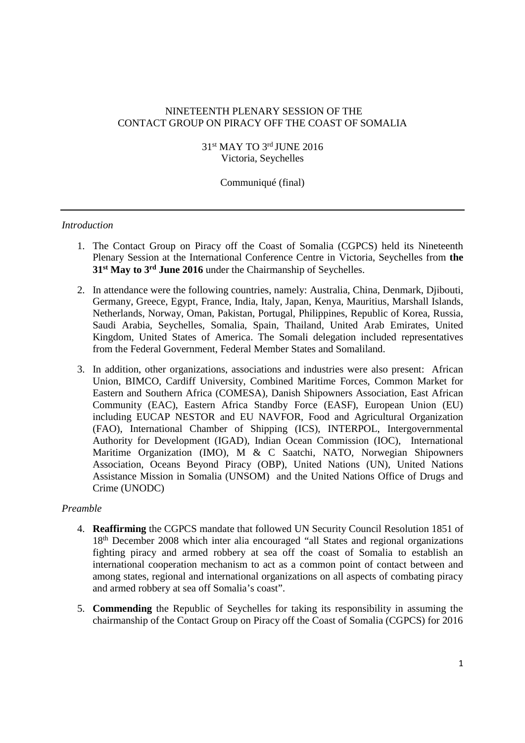NINETEENTH PLENARY SESSION OF THE
CONTACT GROUP ON PIRACY OFF THE COAST OF SOMALIA

31st MAY TO 3rd JUNE 2016
Victoria, Seychelles

Communiqué (final)

---

*Introduction*

1. The Contact Group on Piracy off the Coast of Somalia (CGPCS) held its Nineteenth Plenary Session at the International Conference Centre in Victoria, Seychelles from **the 31st May to 3rd June 2016** under the Chairmanship of Seychelles.

2. In attendance were the following countries, namely: Australia, China, Denmark, Djibouti, Germany, Greece, Egypt, France, India, Italy, Japan, Kenya, Mauritius, Marshall Islands, Netherlands, Norway, Oman, Pakistan, Portugal, Philippines, Republic of Korea, Russia, Saudi Arabia, Seychelles, Somalia, Spain, Thailand, United Arab Emirates, United Kingdom, United States of America. The Somali delegation included representatives from the Federal Government, Federal Member States and Somaliland.

3. In addition, other organizations, associations and industries were also present: African Union, BIMCO, Cardiff University, Combined Maritime Forces, Common Market for Eastern and Southern Africa (COMESA), Danish Shipowners Association, East African Community (EAC), Eastern Africa Standby Force (EASF), European Union (EU) including EUCAP NESTOR and EU NAVFOR, Food and Agricultural Organization (FAO), International Chamber of Shipping (ICS), INTERPOL, Intergovernmental Authority for Development (IGAD), Indian Ocean Commission (IOC), International Maritime Organization (IMO), M & C Saatchi, NATO, Norwegian Shipowners Association, Oceans Beyond Piracy (OBP), United Nations (UN), United Nations Assistance Mission in Somalia (UNSOM) and the United Nations Office of Drugs and Crime (UNODC)

*Preamble*

4. **Reaffirming** the CGPCS mandate that followed UN Security Council Resolution 1851 of 18th December 2008 which inter alia encouraged "all States and regional organizations fighting piracy and armed robbery at sea off the coast of Somalia to establish an international cooperation mechanism to act as a common point of contact between and among states, regional and international organizations on all aspects of combating piracy and armed robbery at sea off Somalia's coast".

5. **Commending** the Republic of Seychelles for taking its responsibility in assuming the chairmanship of the Contact Group on Piracy off the Coast of Somalia (CGPCS) for 2016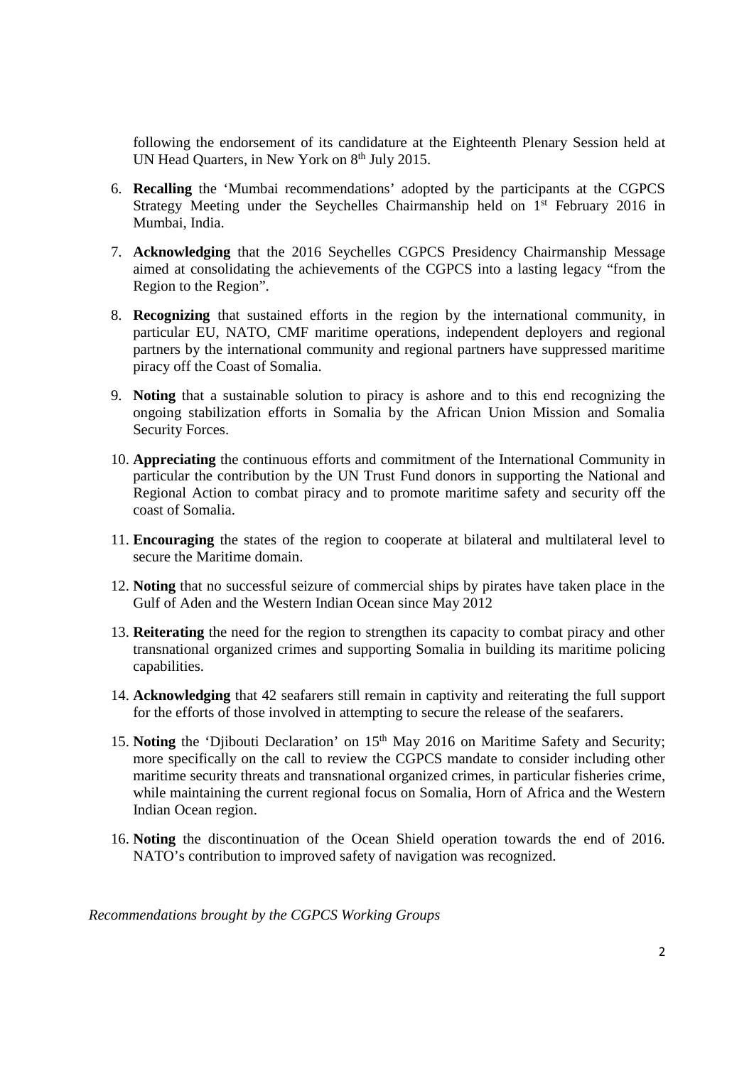following the endorsement of its candidature at the Eighteenth Plenary Session held at UN Head Quarters, in New York on 8th July 2015.

6. **Recalling** the 'Mumbai recommendations' adopted by the participants at the CGPCS Strategy Meeting under the Seychelles Chairmanship held on 1st February 2016 in Mumbai, India.

7. **Acknowledging** that the 2016 Seychelles CGPCS Presidency Chairmanship Message aimed at consolidating the achievements of the CGPCS into a lasting legacy "from the Region to the Region".

8. **Recognizing** that sustained efforts in the region by the international community, in particular EU, NATO, CMF maritime operations, independent deployers and regional partners by the international community and regional partners have suppressed maritime piracy off the Coast of Somalia.

9. **Noting** that a sustainable solution to piracy is ashore and to this end recognizing the ongoing stabilization efforts in Somalia by the African Union Mission and Somalia Security Forces.

10. **Appreciating** the continuous efforts and commitment of the International Community in particular the contribution by the UN Trust Fund donors in supporting the National and Regional Action to combat piracy and to promote maritime safety and security off the coast of Somalia.

11. **Encouraging** the states of the region to cooperate at bilateral and multilateral level to secure the Maritime domain.

12. **Noting** that no successful seizure of commercial ships by pirates have taken place in the Gulf of Aden and the Western Indian Ocean since May 2012

13. **Reiterating** the need for the region to strengthen its capacity to combat piracy and other transnational organized crimes and supporting Somalia in building its maritime policing capabilities.

14. **Acknowledging** that 42 seafarers still remain in captivity and reiterating the full support for the efforts of those involved in attempting to secure the release of the seafarers.

15. **Noting** the 'Djibouti Declaration' on 15th May 2016 on Maritime Safety and Security; more specifically on the call to review the CGPCS mandate to consider including other maritime security threats and transnational organized crimes, in particular fisheries crime, while maintaining the current regional focus on Somalia, Horn of Africa and the Western Indian Ocean region.

16. **Noting** the discontinuation of the Ocean Shield operation towards the end of 2016. NATO's contribution to improved safety of navigation was recognized.

*Recommendations brought by the CGPCS Working Groups*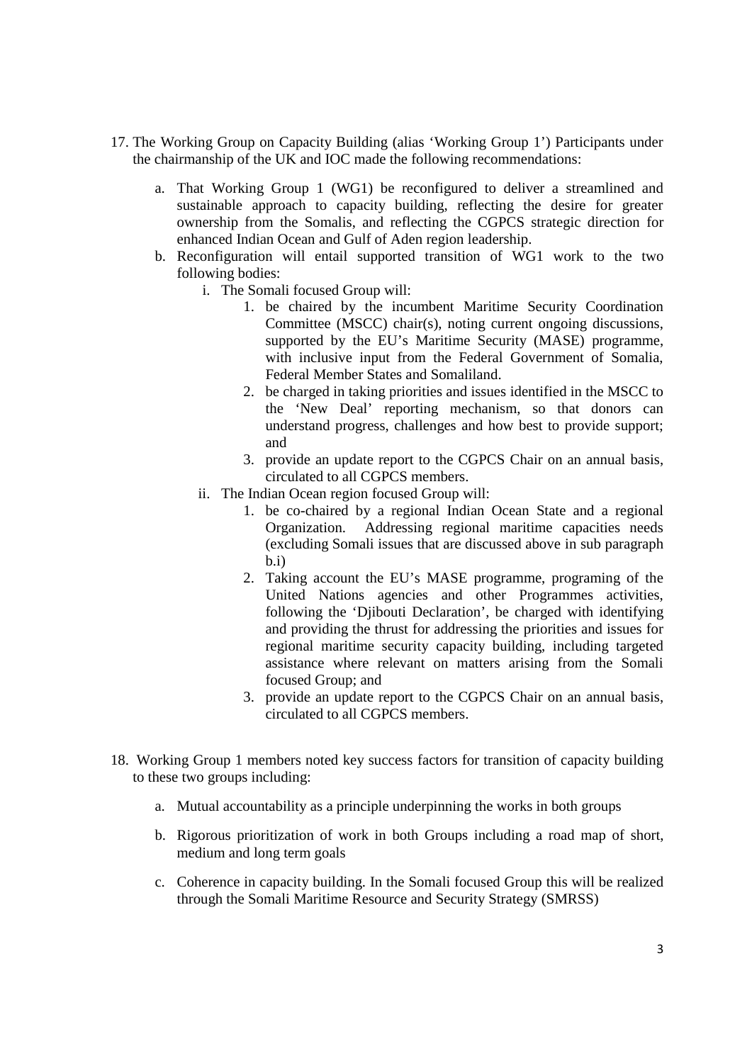17. The Working Group on Capacity Building (alias 'Working Group 1') Participants under the chairmanship of the UK and IOC made the following recommendations:

    a. That Working Group 1 (WG1) be reconfigured to deliver a streamlined and sustainable approach to capacity building, reflecting the desire for greater ownership from the Somalis, and reflecting the CGPCS strategic direction for enhanced Indian Ocean and Gulf of Aden region leadership.

    b. Reconfiguration will entail supported transition of WG1 work to the two following bodies:

        i. The Somali focused Group will:

            1. be chaired by the incumbent Maritime Security Coordination Committee (MSCC) chair(s), noting current ongoing discussions, supported by the EU's Maritime Security (MASE) programme, with inclusive input from the Federal Government of Somalia, Federal Member States and Somaliland.
            2. be charged in taking priorities and issues identified in the MSCC to the 'New Deal' reporting mechanism, so that donors can understand progress, challenges and how best to provide support; and
            3. provide an update report to the CGPCS Chair on an annual basis, circulated to all CGPCS members.

        ii. The Indian Ocean region focused Group will:

            1. be co-chaired by a regional Indian Ocean State and a regional Organization. Addressing regional maritime capacities needs (excluding Somali issues that are discussed above in sub paragraph b.i)
            2. Taking account the EU's MASE programme, programing of the United Nations agencies and other Programmes activities, following the 'Djibouti Declaration', be charged with identifying and providing the thrust for addressing the priorities and issues for regional maritime security capacity building, including targeted assistance where relevant on matters arising from the Somali focused Group; and
            3. provide an update report to the CGPCS Chair on an annual basis, circulated to all CGPCS members.

18. Working Group 1 members noted key success factors for transition of capacity building to these two groups including:

    a. Mutual accountability as a principle underpinning the works in both groups

    b. Rigorous prioritization of work in both Groups including a road map of short, medium and long term goals

    c. Coherence in capacity building. In the Somali focused Group this will be realized through the Somali Maritime Resource and Security Strategy (SMRSS)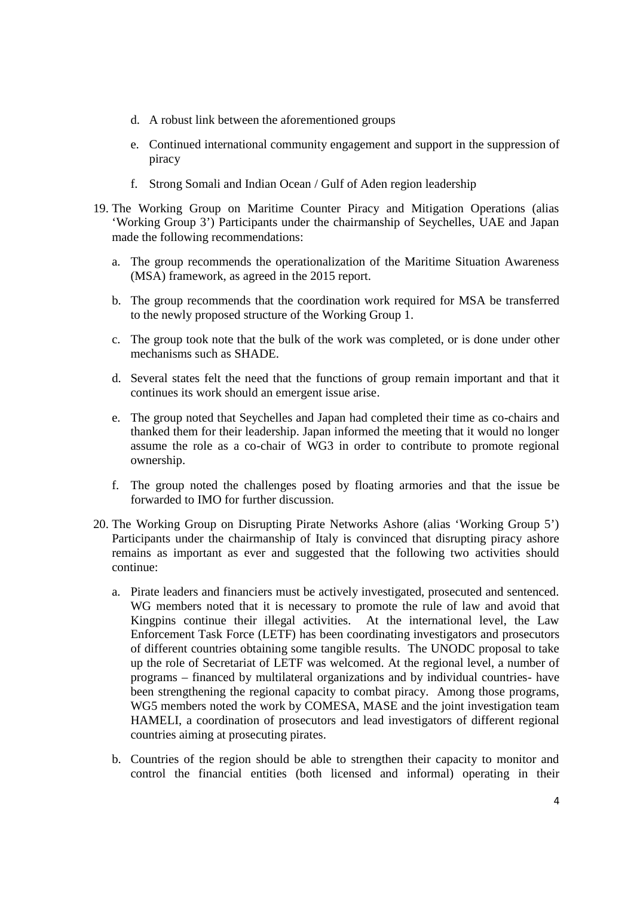d. A robust link between the aforementioned groups

e. Continued international community engagement and support in the suppression of piracy

f. Strong Somali and Indian Ocean / Gulf of Aden region leadership

19. The Working Group on Maritime Counter Piracy and Mitigation Operations (alias 'Working Group 3') Participants under the chairmanship of Seychelles, UAE and Japan made the following recommendations:

    a. The group recommends the operationalization of the Maritime Situation Awareness (MSA) framework, as agreed in the 2015 report.

    b. The group recommends that the coordination work required for MSA be transferred to the newly proposed structure of the Working Group 1.

    c. The group took note that the bulk of the work was completed, or is done under other mechanisms such as SHADE.

    d. Several states felt the need that the functions of group remain important and that it continues its work should an emergent issue arise.

    e. The group noted that Seychelles and Japan had completed their time as co-chairs and thanked them for their leadership. Japan informed the meeting that it would no longer assume the role as a co-chair of WG3 in order to contribute to promote regional ownership.

    f. The group noted the challenges posed by floating armories and that the issue be forwarded to IMO for further discussion.

20. The Working Group on Disrupting Pirate Networks Ashore (alias 'Working Group 5') Participants under the chairmanship of Italy is convinced that disrupting piracy ashore remains as important as ever and suggested that the following two activities should continue:

    a. Pirate leaders and financiers must be actively investigated, prosecuted and sentenced. WG members noted that it is necessary to promote the rule of law and avoid that Kingpins continue their illegal activities. At the international level, the Law Enforcement Task Force (LETF) has been coordinating investigators and prosecutors of different countries obtaining some tangible results. The UNODC proposal to take up the role of Secretariat of LETF was welcomed. At the regional level, a number of programs – financed by multilateral organizations and by individual countries- have been strengthening the regional capacity to combat piracy. Among those programs, WG5 members noted the work by COMESA, MASE and the joint investigation team HAMELI, a coordination of prosecutors and lead investigators of different regional countries aiming at prosecuting pirates.

    b. Countries of the region should be able to strengthen their capacity to monitor and control the financial entities (both licensed and informal) operating in their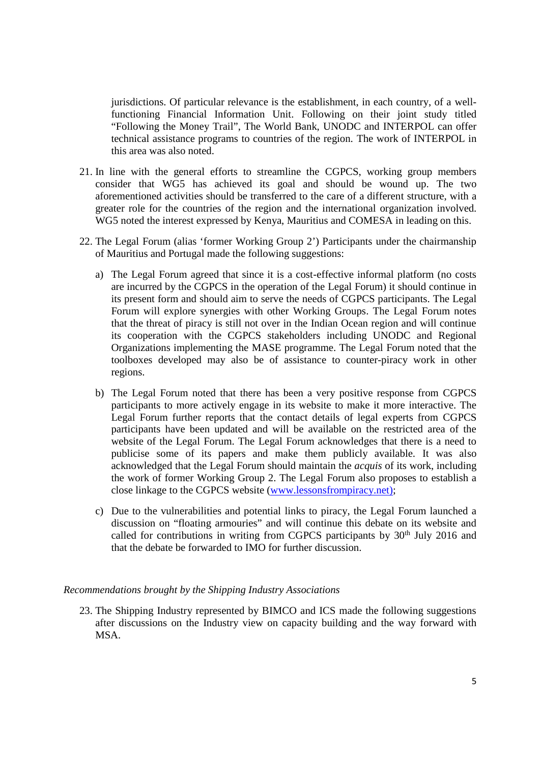jurisdictions. Of particular relevance is the establishment, in each country, of a well-functioning Financial Information Unit. Following on their joint study titled "Following the Money Trail", The World Bank, UNODC and INTERPOL can offer technical assistance programs to countries of the region. The work of INTERPOL in this area was also noted.

21. In line with the general efforts to streamline the CGPCS, working group members consider that WG5 has achieved its goal and should be wound up. The two aforementioned activities should be transferred to the care of a different structure, with a greater role for the countries of the region and the international organization involved. WG5 noted the interest expressed by Kenya, Mauritius and COMESA in leading on this.

22. The Legal Forum (alias 'former Working Group 2') Participants under the chairmanship of Mauritius and Portugal made the following suggestions:

    a) The Legal Forum agreed that since it is a cost-effective informal platform (no costs are incurred by the CGPCS in the operation of the Legal Forum) it should continue in its present form and should aim to serve the needs of CGPCS participants. The Legal Forum will explore synergies with other Working Groups. The Legal Forum notes that the threat of piracy is still not over in the Indian Ocean region and will continue its cooperation with the CGPCS stakeholders including UNODC and Regional Organizations implementing the MASE programme. The Legal Forum noted that the toolboxes developed may also be of assistance to counter-piracy work in other regions.

    b) The Legal Forum noted that there has been a very positive response from CGPCS participants to more actively engage in its website to make it more interactive. The Legal Forum further reports that the contact details of legal experts from CGPCS participants have been updated and will be available on the restricted area of the website of the Legal Forum. The Legal Forum acknowledges that there is a need to publicise some of its papers and make them publicly available. It was also acknowledged that the Legal Forum should maintain the *acquis* of its work, including the work of former Working Group 2. The Legal Forum also proposes to establish a close linkage to the CGPCS website (www.lessonsfrompiracy.net);

    c) Due to the vulnerabilities and potential links to piracy, the Legal Forum launched a discussion on "floating armouries" and will continue this debate on its website and called for contributions in writing from CGPCS participants by 30th July 2016 and that the debate be forwarded to IMO for further discussion.

*Recommendations brought by the Shipping Industry Associations*

23. The Shipping Industry represented by BIMCO and ICS made the following suggestions after discussions on the Industry view on capacity building and the way forward with MSA.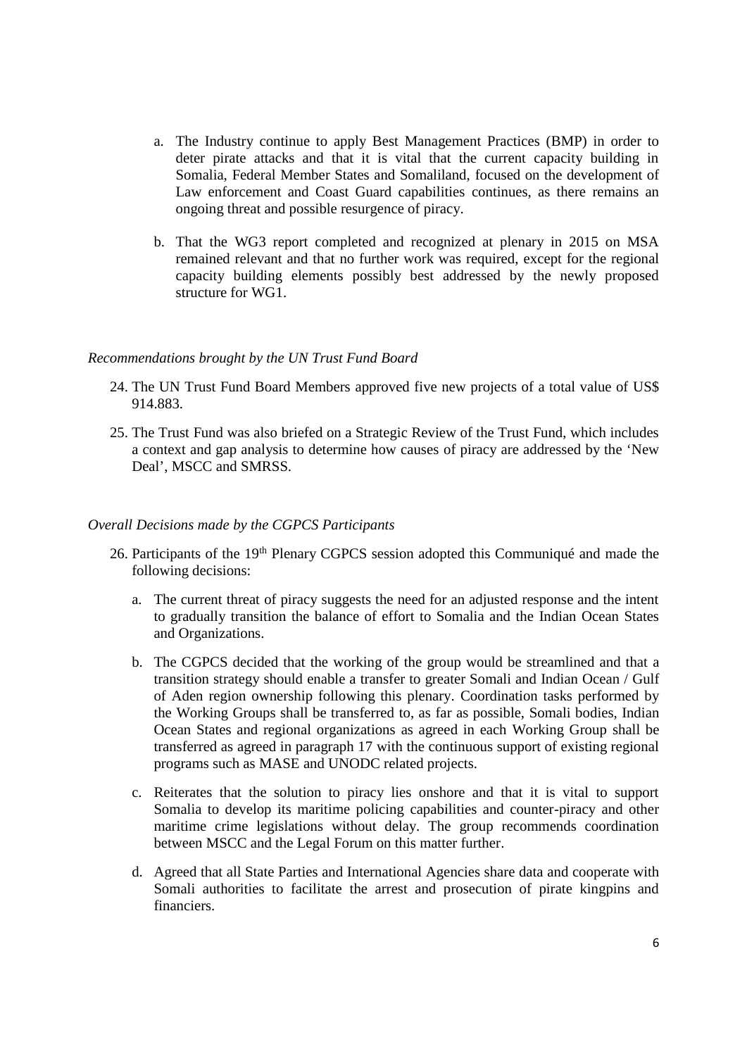a. The Industry continue to apply Best Management Practices (BMP) in order to deter pirate attacks and that it is vital that the current capacity building in Somalia, Federal Member States and Somaliland, focused on the development of Law enforcement and Coast Guard capabilities continues, as there remains an ongoing threat and possible resurgence of piracy.

b. That the WG3 report completed and recognized at plenary in 2015 on MSA remained relevant and that no further work was required, except for the regional capacity building elements possibly best addressed by the newly proposed structure for WG1.

*Recommendations brought by the UN Trust Fund Board*

24. The UN Trust Fund Board Members approved five new projects of a total value of US$ 914.883.

25. The Trust Fund was also briefed on a Strategic Review of the Trust Fund, which includes a context and gap analysis to determine how causes of piracy are addressed by the 'New Deal', MSCC and SMRSS.

*Overall Decisions made by the CGPCS Participants*

26. Participants of the 19th Plenary CGPCS session adopted this Communiqué and made the following decisions:

    a. The current threat of piracy suggests the need for an adjusted response and the intent to gradually transition the balance of effort to Somalia and the Indian Ocean States and Organizations.

    b. The CGPCS decided that the working of the group would be streamlined and that a transition strategy should enable a transfer to greater Somali and Indian Ocean / Gulf of Aden region ownership following this plenary. Coordination tasks performed by the Working Groups shall be transferred to, as far as possible, Somali bodies, Indian Ocean States and regional organizations as agreed in each Working Group shall be transferred as agreed in paragraph 17 with the continuous support of existing regional programs such as MASE and UNODC related projects.

    c. Reiterates that the solution to piracy lies onshore and that it is vital to support Somalia to develop its maritime policing capabilities and counter-piracy and other maritime crime legislations without delay. The group recommends coordination between MSCC and the Legal Forum on this matter further.

    d. Agreed that all State Parties and International Agencies share data and cooperate with Somali authorities to facilitate the arrest and prosecution of pirate kingpins and financiers.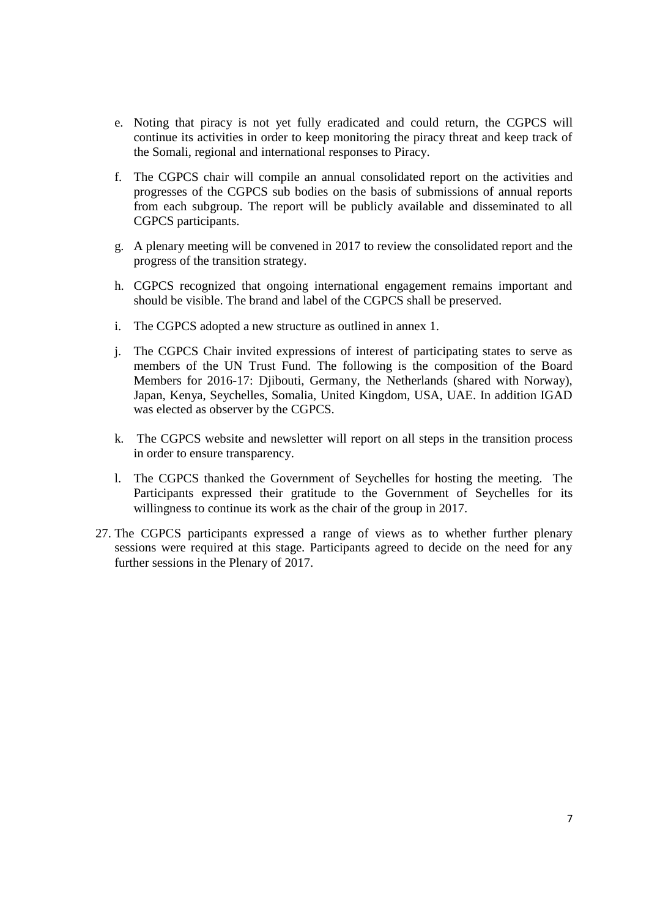e. Noting that piracy is not yet fully eradicated and could return, the CGPCS will continue its activities in order to keep monitoring the piracy threat and keep track of the Somali, regional and international responses to Piracy.

f. The CGPCS chair will compile an annual consolidated report on the activities and progresses of the CGPCS sub bodies on the basis of submissions of annual reports from each subgroup. The report will be publicly available and disseminated to all CGPCS participants.

g. A plenary meeting will be convened in 2017 to review the consolidated report and the progress of the transition strategy.

h. CGPCS recognized that ongoing international engagement remains important and should be visible. The brand and label of the CGPCS shall be preserved.

i. The CGPCS adopted a new structure as outlined in annex 1.

j. The CGPCS Chair invited expressions of interest of participating states to serve as members of the UN Trust Fund. The following is the composition of the Board Members for 2016-17: Djibouti, Germany, the Netherlands (shared with Norway), Japan, Kenya, Seychelles, Somalia, United Kingdom, USA, UAE. In addition IGAD was elected as observer by the CGPCS.

k. The CGPCS website and newsletter will report on all steps in the transition process in order to ensure transparency.

l. The CGPCS thanked the Government of Seychelles for hosting the meeting. The Participants expressed their gratitude to the Government of Seychelles for its willingness to continue its work as the chair of the group in 2017.

27. The CGPCS participants expressed a range of views as to whether further plenary sessions were required at this stage. Participants agreed to decide on the need for any further sessions in the Plenary of 2017.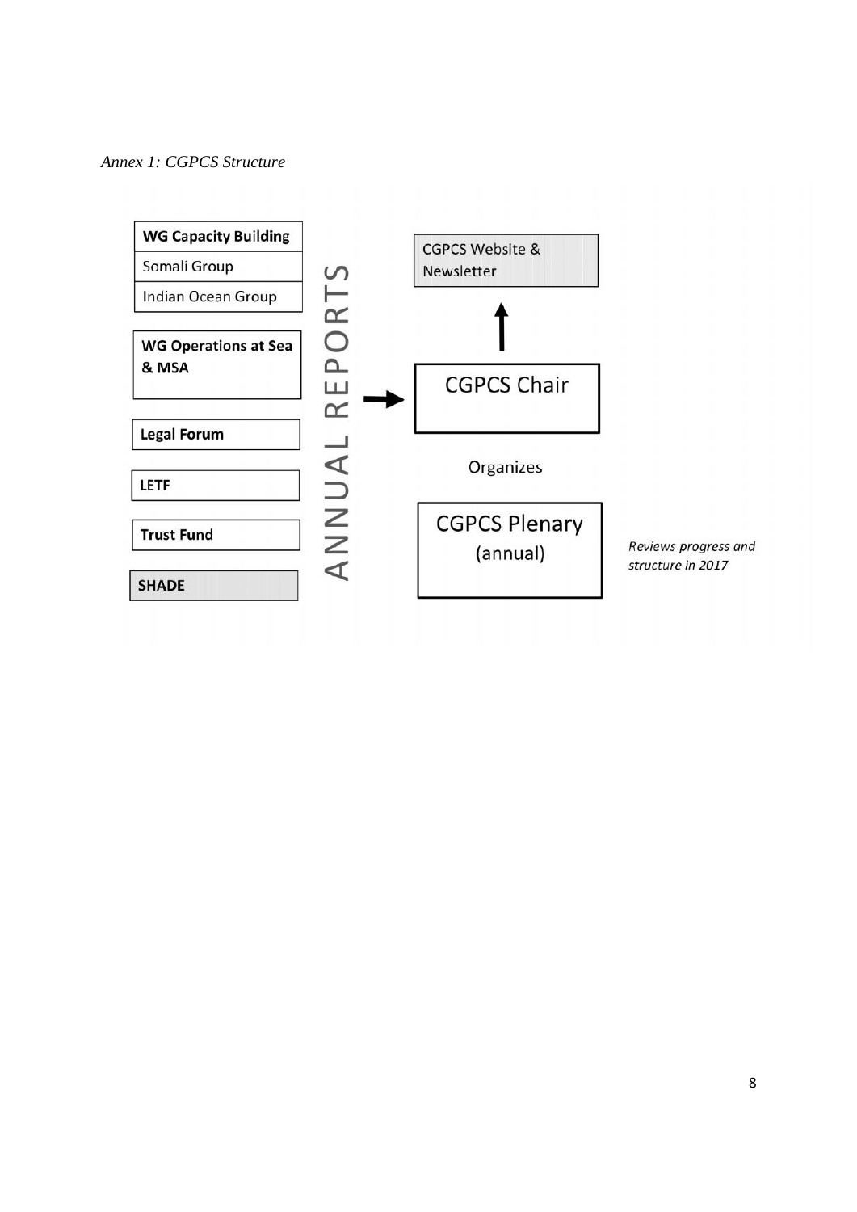*Annex 1: CGPCS Structure*

**WG Capacity Building**

Somali Group

Indian Ocean Group

**WG Operations at Sea & MSA**

**Legal Forum**

**LETF**

**Trust Fund**

**SHADE**

ANNUAL REPORTS

CGPCS Website & Newsletter

CGPCS Chair

Organizes

CGPCS Plenary (annual)

*Reviews progress and structure in 2017*